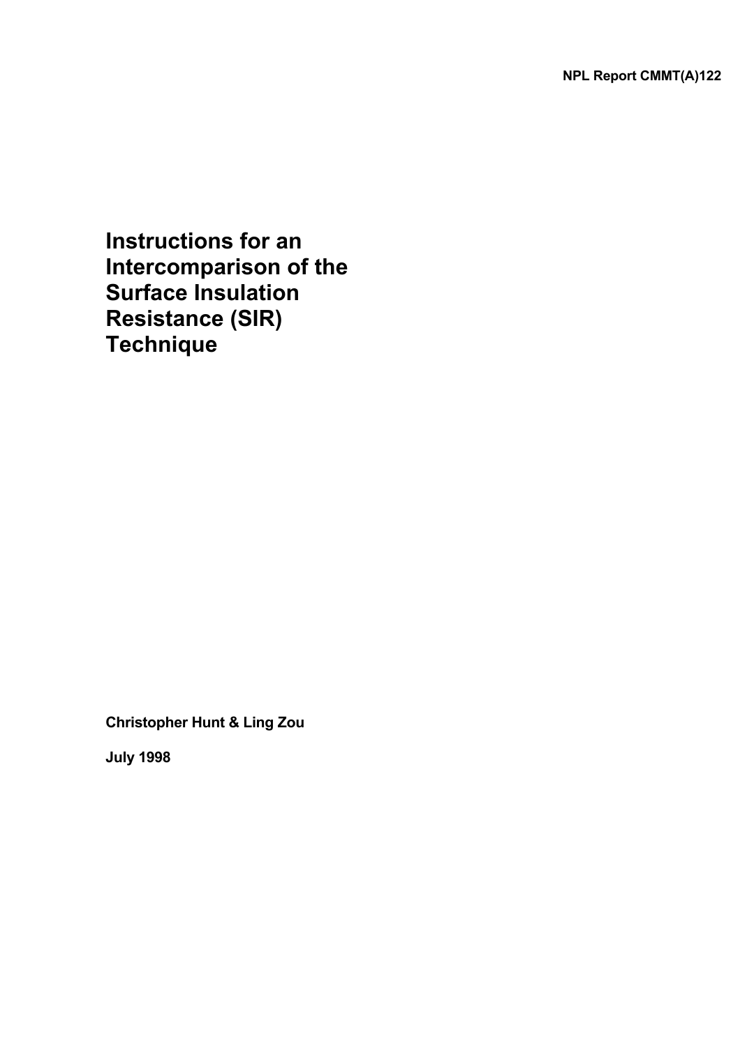NPL Report CMMT(A)122

# Instructions for an Intercomparison of the Surface Insulation Resistance (SIR) Technique

**Christopher Hunt & Ling Zou**

**July 1998**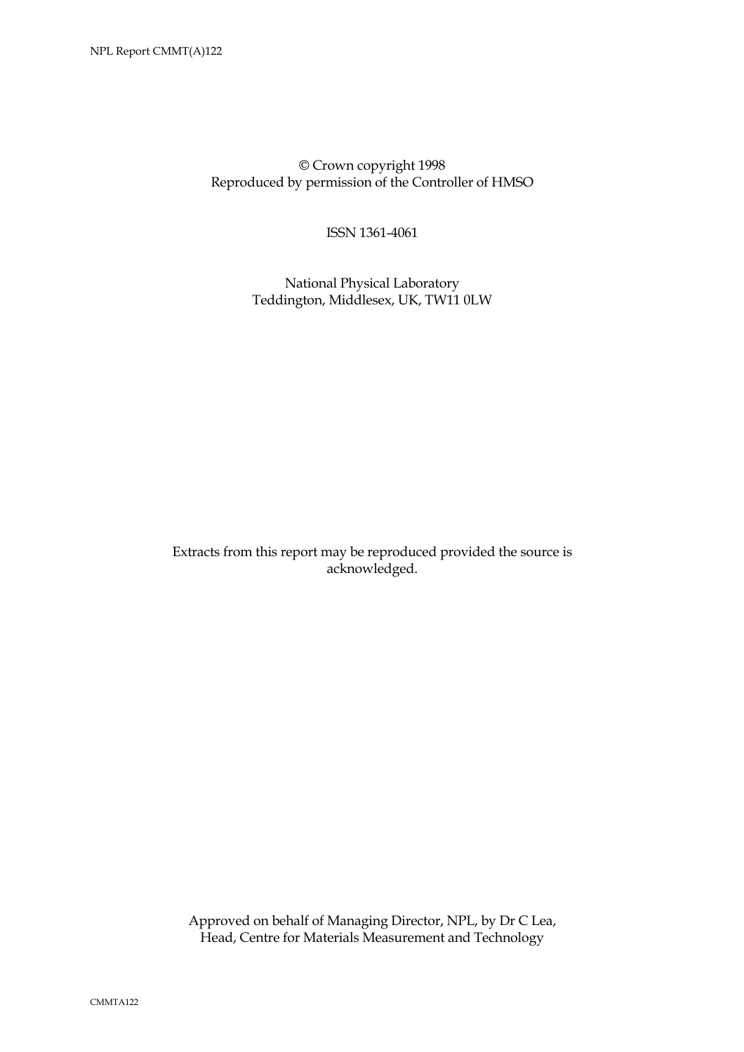© Crown copyright 1998
Reproduced by permission of the Controller of HMSO

ISSN 1361-4061

National Physical Laboratory
Teddington, Middlesex, UK, TW11 0LW

Extracts from this report may be reproduced provided the source is acknowledged.

Approved on behalf of Managing Director, NPL, by Dr C Lea,
Head, Centre for Materials Measurement and Technology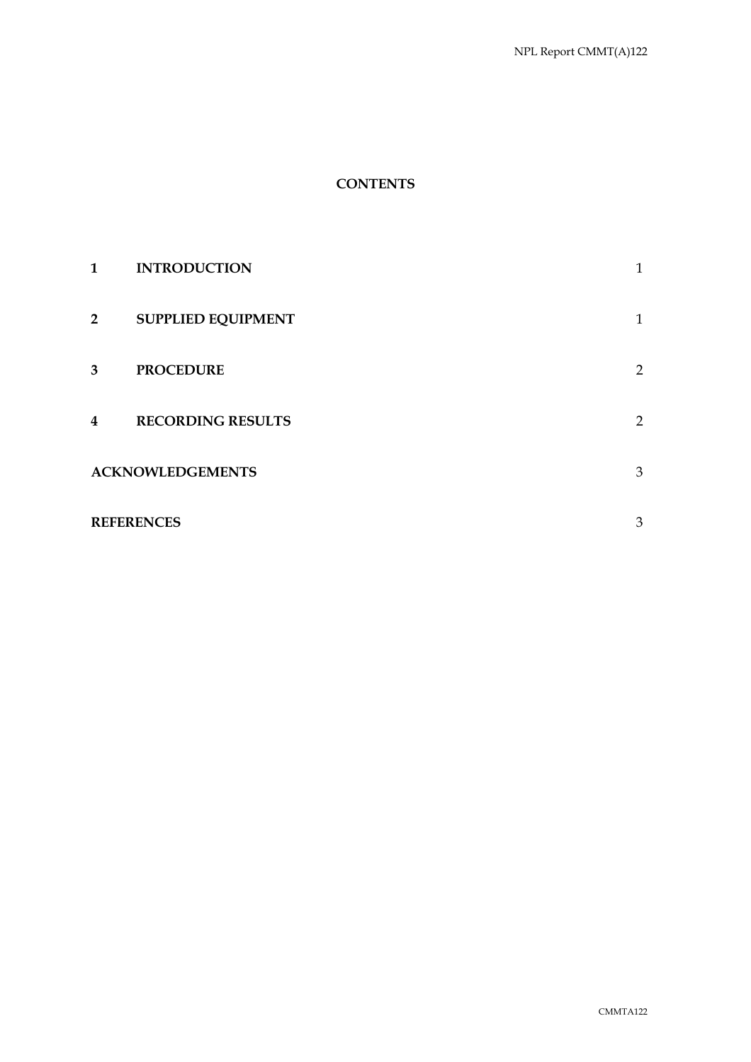# CONTENTS

| | | |
|---|---|---|
| **1** | **INTRODUCTION** | 1 |
| **2** | **SUPPLIED EQUIPMENT** | 1 |
| **3** | **PROCEDURE** | 2 |
| **4** | **RECORDING RESULTS** | 2 |
| **ACKNOWLEDGEMENTS** | | 3 |
| **REFERENCES** | | 3 |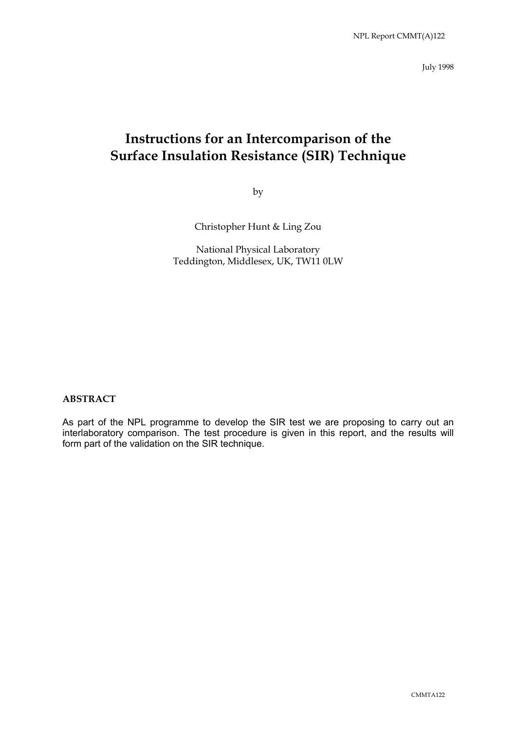NPL Report CMMT(A)122

July 1998

# Instructions for an Intercomparison of the Surface Insulation Resistance (SIR) Technique

by

Christopher Hunt & Ling Zou

National Physical Laboratory
Teddington, Middlesex, UK, TW11 0LW

**ABSTRACT**

As part of the NPL programme to develop the SIR test we are proposing to carry out an interlaboratory comparison. The test procedure is given in this report, and the results will form part of the validation on the SIR technique.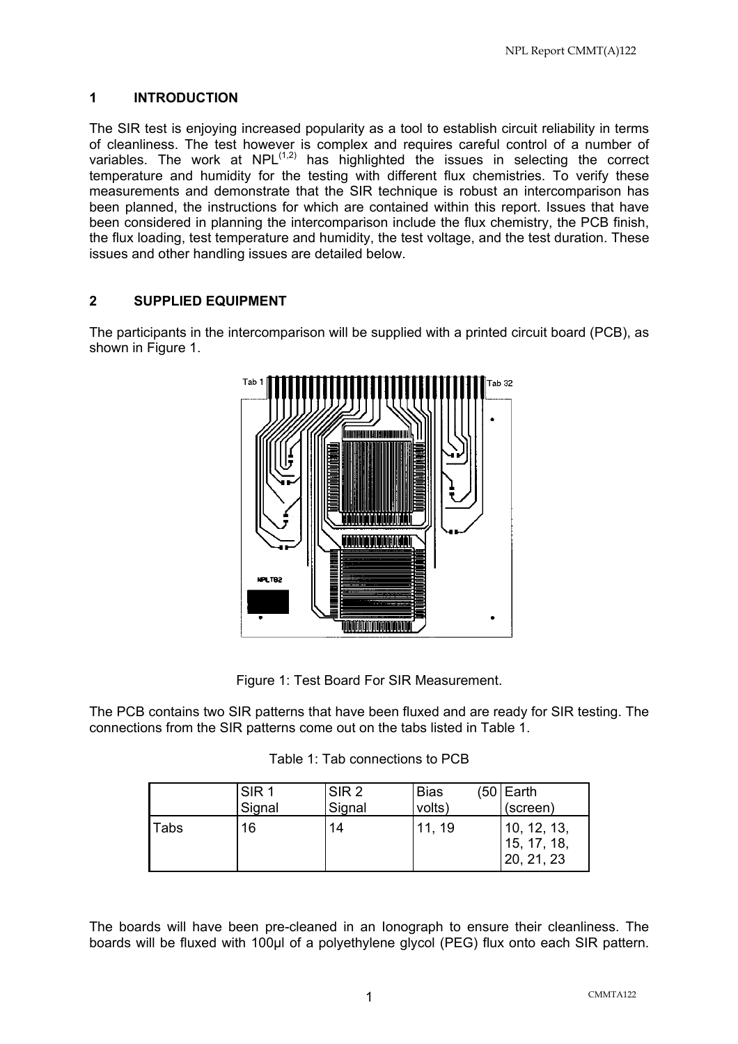## 1 INTRODUCTION

The SIR test is enjoying increased popularity as a tool to establish circuit reliability in terms of cleanliness. The test however is complex and requires careful control of a number of variables. The work at NPL[1,2] has highlighted the issues in selecting the correct temperature and humidity for the testing with different flux chemistries. To verify these measurements and demonstrate that the SIR technique is robust an intercomparison has been planned, the instructions for which are contained within this report. Issues that have been considered in planning the intercomparison include the flux chemistry, the PCB finish, the flux loading, test temperature and humidity, the test voltage, and the test duration. These issues and other handling issues are detailed below.

## 2 SUPPLIED EQUIPMENT

The participants in the intercomparison will be supplied with a printed circuit board (PCB), as shown in Figure 1.

Figure 1: Test Board For SIR Measurement.

The PCB contains two SIR patterns that have been fluxed and are ready for SIR testing. The connections from the SIR patterns come out on the tabs listed in Table 1.

Table 1: Tab connections to PCB

| | SIR 1 Signal | SIR 2 Signal | Bias (50 volts) | Earth (screen) |
|---|---|---|---|---|
| Tabs | 16 | 14 | 11, 19 | 10, 12, 13, 15, 17, 18, 20, 21, 23 |

The boards will have been pre-cleaned in an Ionograph to ensure their cleanliness. The boards will be fluxed with 100µl of a polyethylene glycol (PEG) flux onto each SIR pattern.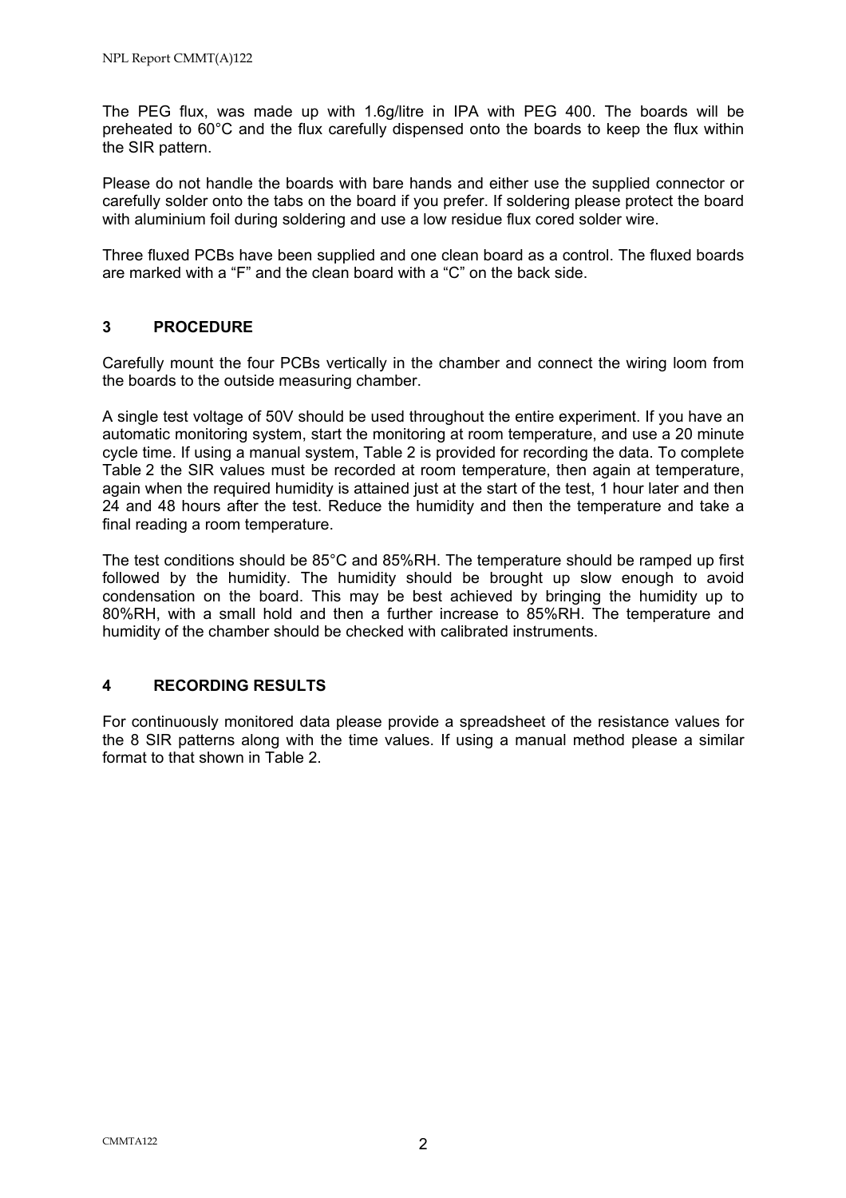The PEG flux, was made up with 1.6g/litre in IPA with PEG 400. The boards will be preheated to 60°C and the flux carefully dispensed onto the boards to keep the flux within the SIR pattern.

Please do not handle the boards with bare hands and either use the supplied connector or carefully solder onto the tabs on the board if you prefer. If soldering please protect the board with aluminium foil during soldering and use a low residue flux cored solder wire.

Three fluxed PCBs have been supplied and one clean board as a control. The fluxed boards are marked with a "F" and the clean board with a "C" on the back side.

## 3 PROCEDURE

Carefully mount the four PCBs vertically in the chamber and connect the wiring loom from the boards to the outside measuring chamber.

A single test voltage of 50V should be used throughout the entire experiment. If you have an automatic monitoring system, start the monitoring at room temperature, and use a 20 minute cycle time. If using a manual system, Table 2 is provided for recording the data. To complete Table 2 the SIR values must be recorded at room temperature, then again at temperature, again when the required humidity is attained just at the start of the test, 1 hour later and then 24 and 48 hours after the test. Reduce the humidity and then the temperature and take a final reading a room temperature.

The test conditions should be 85°C and 85%RH. The temperature should be ramped up first followed by the humidity. The humidity should be brought up slow enough to avoid condensation on the board. This may be best achieved by bringing the humidity up to 80%RH, with a small hold and then a further increase to 85%RH. The temperature and humidity of the chamber should be checked with calibrated instruments.

## 4 RECORDING RESULTS

For continuously monitored data please provide a spreadsheet of the resistance values for the 8 SIR patterns along with the time values. If using a manual method please a similar format to that shown in Table 2.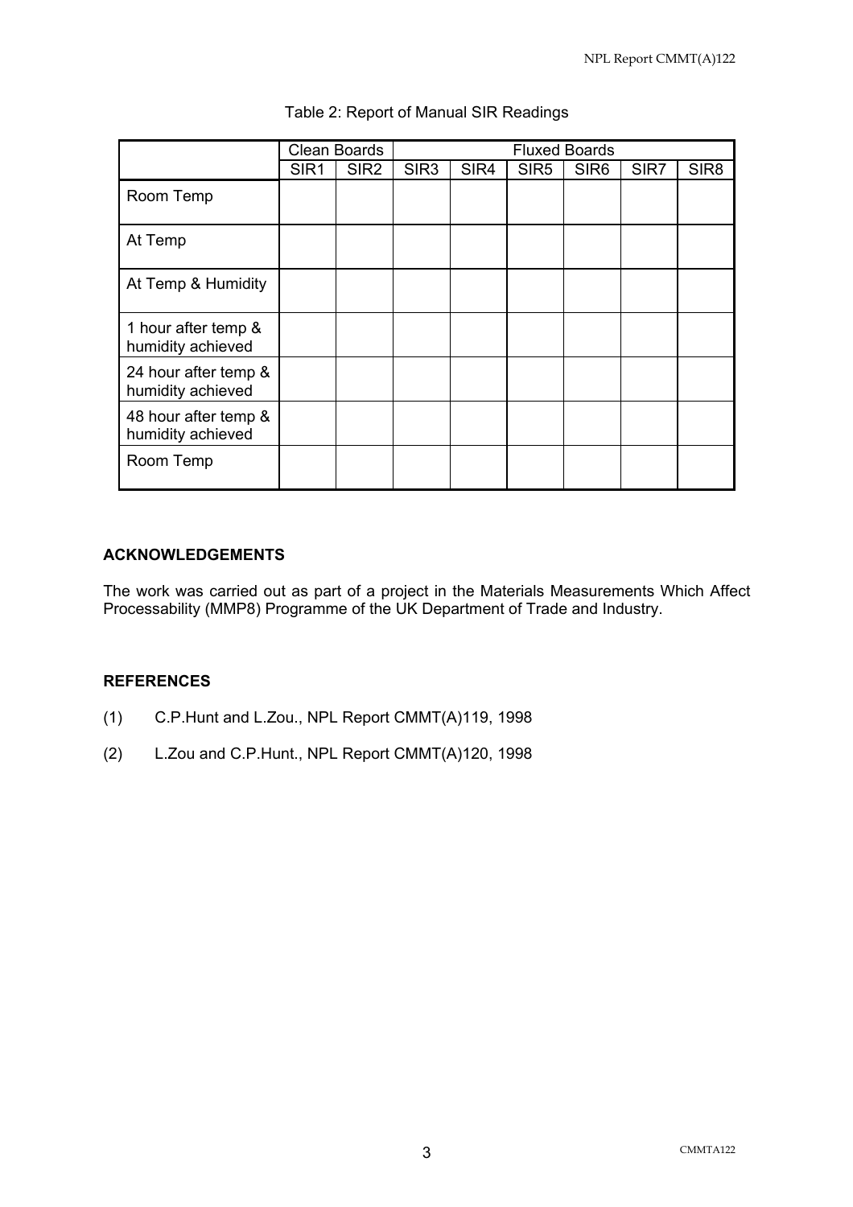Table 2: Report of Manual SIR Readings

| | Clean Boards | | Fluxed Boards | | | | | |
|---|---|---|---|---|---|---|---|---|
| | SIR1 | SIR2 | SIR3 | SIR4 | SIR5 | SIR6 | SIR7 | SIR8 |
| Room Temp | | | | | | | | |
| At Temp | | | | | | | | |
| At Temp & Humidity | | | | | | | | |
| 1 hour after temp & humidity achieved | | | | | | | | |
| 24 hour after temp & humidity achieved | | | | | | | | |
| 48 hour after temp & humidity achieved | | | | | | | | |
| Room Temp | | | | | | | | |

## ACKNOWLEDGEMENTS

The work was carried out as part of a project in the Materials Measurements Which Affect Processability (MMP8) Programme of the UK Department of Trade and Industry.

## REFERENCES

(1) C.P.Hunt and L.Zou., NPL Report CMMT(A)119, 1998

(2) L.Zou and C.P.Hunt., NPL Report CMMT(A)120, 1998